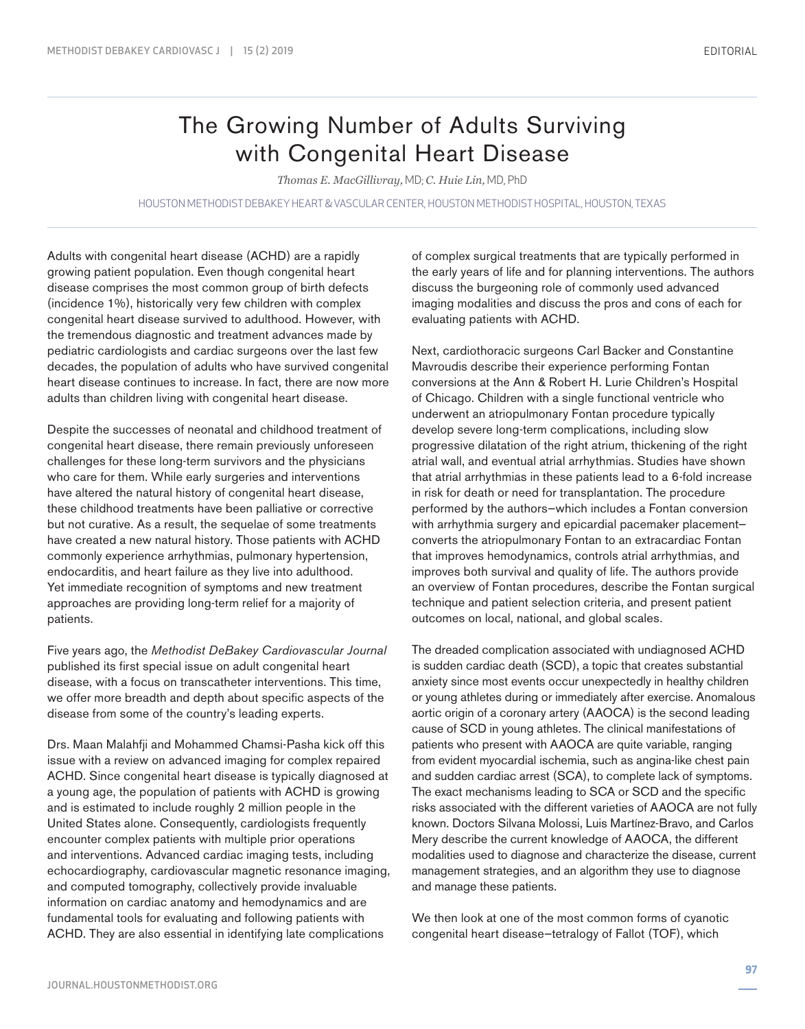# The Growing Number of Adults Surviving with Congenital Heart Disease

*Thomas E. MacGillivray,* MD; *C. Huie Lin,* MD, PhD

HOUSTON METHODIST DEBAKEY HEART & VASCULAR CENTER, HOUSTON METHODIST HOSPITAL, HOUSTON, TEXAS

Adults with congenital heart disease (ACHD) are a rapidly growing patient population. Even though congenital heart disease comprises the most common group of birth defects (incidence 1%), historically very few children with complex congenital heart disease survived to adulthood. However, with the tremendous diagnostic and treatment advances made by pediatric cardiologists and cardiac surgeons over the last few decades, the population of adults who have survived congenital heart disease continues to increase. In fact, there are now more adults than children living with congenital heart disease.

Despite the successes of neonatal and childhood treatment of congenital heart disease, there remain previously unforeseen challenges for these long-term survivors and the physicians who care for them. While early surgeries and interventions have altered the natural history of congenital heart disease, these childhood treatments have been palliative or corrective but not curative. As a result, the sequelae of some treatments have created a new natural history. Those patients with ACHD commonly experience arrhythmias, pulmonary hypertension, endocarditis, and heart failure as they live into adulthood. Yet immediate recognition of symptoms and new treatment approaches are providing long-term relief for a majority of patients.

Five years ago, the *Methodist DeBakey Cardiovascular Journal* published its first special issue on adult congenital heart disease, with a focus on transcatheter interventions. This time, we offer more breadth and depth about specific aspects of the disease from some of the country's leading experts.

Drs. Maan Malahfji and Mohammed Chamsi-Pasha kick off this issue with a review on advanced imaging for complex repaired ACHD. Since congenital heart disease is typically diagnosed at a young age, the population of patients with ACHD is growing and is estimated to include roughly 2 million people in the United States alone. Consequently, cardiologists frequently encounter complex patients with multiple prior operations and interventions. Advanced cardiac imaging tests, including echocardiography, cardiovascular magnetic resonance imaging, and computed tomography, collectively provide invaluable information on cardiac anatomy and hemodynamics and are fundamental tools for evaluating and following patients with ACHD. They are also essential in identifying late complications of complex surgical treatments that are typically performed in the early years of life and for planning interventions. The authors discuss the burgeoning role of commonly used advanced imaging modalities and discuss the pros and cons of each for evaluating patients with ACHD.

Next, cardiothoracic surgeons Carl Backer and Constantine Mavroudis describe their experience performing Fontan conversions at the Ann & Robert H. Lurie Children's Hospital of Chicago. Children with a single functional ventricle who underwent an atriopulmonary Fontan procedure typically develop severe long-term complications, including slow progressive dilatation of the right atrium, thickening of the right atrial wall, and eventual atrial arrhythmias. Studies have shown that atrial arrhythmias in these patients lead to a 6-fold increase in risk for death or need for transplantation. The procedure performed by the authors—which includes a Fontan conversion with arrhythmia surgery and epicardial pacemaker placement—converts the atriopulmonary Fontan to an extracardiac Fontan that improves hemodynamics, controls atrial arrhythmias, and improves both survival and quality of life. The authors provide an overview of Fontan procedures, describe the Fontan surgical technique and patient selection criteria, and present patient outcomes on local, national, and global scales.

The dreaded complication associated with undiagnosed ACHD is sudden cardiac death (SCD), a topic that creates substantial anxiety since most events occur unexpectedly in healthy children or young athletes during or immediately after exercise. Anomalous aortic origin of a coronary artery (AAOCA) is the second leading cause of SCD in young athletes. The clinical manifestations of patients who present with AAOCA are quite variable, ranging from evident myocardial ischemia, such as angina-like chest pain and sudden cardiac arrest (SCA), to complete lack of symptoms. The exact mechanisms leading to SCA or SCD and the specific risks associated with the different varieties of AAOCA are not fully known. Doctors Silvana Molossi, Luis Martínez-Bravo, and Carlos Mery describe the current knowledge of AAOCA, the different modalities used to diagnose and characterize the disease, current management strategies, and an algorithm they use to diagnose and manage these patients.

We then look at one of the most common forms of cyanotic congenital heart disease—tetralogy of Fallot (TOF), which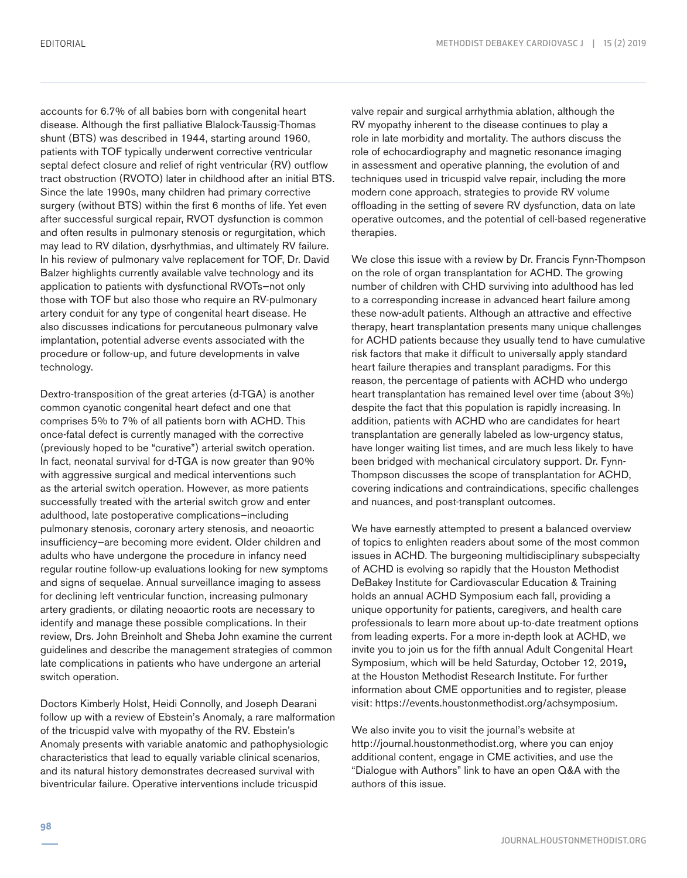accounts for 6.7% of all babies born with congenital heart disease. Although the first palliative Blalock-Taussig-Thomas shunt (BTS) was described in 1944, starting around 1960, patients with TOF typically underwent corrective ventricular septal defect closure and relief of right ventricular (RV) outflow tract obstruction (RVOTO) later in childhood after an initial BTS. Since the late 1990s, many children had primary corrective surgery (without BTS) within the first 6 months of life. Yet even after successful surgical repair, RVOT dysfunction is common and often results in pulmonary stenosis or regurgitation, which may lead to RV dilation, dysrhythmias, and ultimately RV failure. In his review of pulmonary valve replacement for TOF, Dr. David Balzer highlights currently available valve technology and its application to patients with dysfunctional RVOTs—not only those with TOF but also those who require an RV-pulmonary artery conduit for any type of congenital heart disease. He also discusses indications for percutaneous pulmonary valve implantation, potential adverse events associated with the procedure or follow-up, and future developments in valve technology.

Dextro-transposition of the great arteries (d-TGA) is another common cyanotic congenital heart defect and one that comprises 5% to 7% of all patients born with ACHD. This once-fatal defect is currently managed with the corrective (previously hoped to be "curative") arterial switch operation. In fact, neonatal survival for d-TGA is now greater than 90% with aggressive surgical and medical interventions such as the arterial switch operation. However, as more patients successfully treated with the arterial switch grow and enter adulthood, late postoperative complications—including pulmonary stenosis, coronary artery stenosis, and neoaortic insufficiency—are becoming more evident. Older children and adults who have undergone the procedure in infancy need regular routine follow-up evaluations looking for new symptoms and signs of sequelae. Annual surveillance imaging to assess for declining left ventricular function, increasing pulmonary artery gradients, or dilating neoaortic roots are necessary to identify and manage these possible complications. In their review, Drs. John Breinholt and Sheba John examine the current guidelines and describe the management strategies of common late complications in patients who have undergone an arterial switch operation.

Doctors Kimberly Holst, Heidi Connolly, and Joseph Dearani follow up with a review of Ebstein's Anomaly, a rare malformation of the tricuspid valve with myopathy of the RV. Ebstein's Anomaly presents with variable anatomic and pathophysiologic characteristics that lead to equally variable clinical scenarios, and its natural history demonstrates decreased survival with biventricular failure. Operative interventions include tricuspid valve repair and surgical arrhythmia ablation, although the RV myopathy inherent to the disease continues to play a role in late morbidity and mortality. The authors discuss the role of echocardiography and magnetic resonance imaging in assessment and operative planning, the evolution of and techniques used in tricuspid valve repair, including the more modern cone approach, strategies to provide RV volume offloading in the setting of severe RV dysfunction, data on late operative outcomes, and the potential of cell-based regenerative therapies.

We close this issue with a review by Dr. Francis Fynn-Thompson on the role of organ transplantation for ACHD. The growing number of children with CHD surviving into adulthood has led to a corresponding increase in advanced heart failure among these now-adult patients. Although an attractive and effective therapy, heart transplantation presents many unique challenges for ACHD patients because they usually tend to have cumulative risk factors that make it difficult to universally apply standard heart failure therapies and transplant paradigms. For this reason, the percentage of patients with ACHD who undergo heart transplantation has remained level over time (about 3%) despite the fact that this population is rapidly increasing. In addition, patients with ACHD who are candidates for heart transplantation are generally labeled as low-urgency status, have longer waiting list times, and are much less likely to have been bridged with mechanical circulatory support. Dr. Fynn-Thompson discusses the scope of transplantation for ACHD, covering indications and contraindications, specific challenges and nuances, and post-transplant outcomes.

We have earnestly attempted to present a balanced overview of topics to enlighten readers about some of the most common issues in ACHD. The burgeoning multidisciplinary subspecialty of ACHD is evolving so rapidly that the Houston Methodist DeBakey Institute for Cardiovascular Education & Training holds an annual ACHD Symposium each fall, providing a unique opportunity for patients, caregivers, and health care professionals to learn more about up-to-date treatment options from leading experts. For a more in-depth look at ACHD, we invite you to join us for the fifth annual Adult Congenital Heart Symposium, which will be held Saturday, October 12, 2019**,** at the Houston Methodist Research Institute. For further information about CME opportunities and to register, please visit: https://events.houstonmethodist.org/achsymposium.

We also invite you to visit the journal's website at http://journal.houstonmethodist.org, where you can enjoy additional content, engage in CME activities, and use the "Dialogue with Authors" link to have an open Q&A with the authors of this issue.